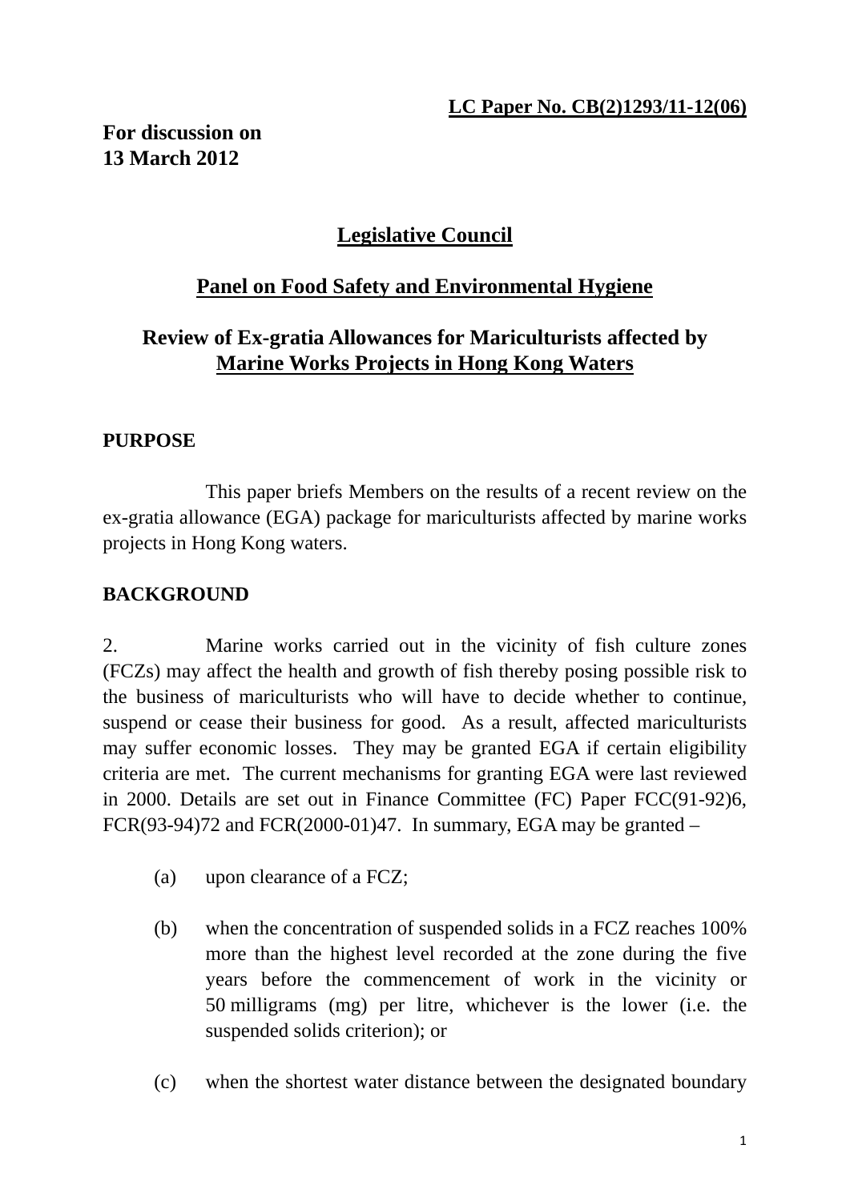**LC Paper No. CB(2)1293/11-12(06)**

**For discussion on**
**13 March 2012**

# Legislative Council

## Panel on Food Safety and Environmental Hygiene

## Review of Ex-gratia Allowances for Mariculturists affected by Marine Works Projects in Hong Kong Waters

### PURPOSE

This paper briefs Members on the results of a recent review on the ex-gratia allowance (EGA) package for mariculturists affected by marine works projects in Hong Kong waters.

### BACKGROUND

2. Marine works carried out in the vicinity of fish culture zones (FCZs) may affect the health and growth of fish thereby posing possible risk to the business of mariculturists who will have to decide whether to continue, suspend or cease their business for good. As a result, affected mariculturists may suffer economic losses. They may be granted EGA if certain eligibility criteria are met. The current mechanisms for granting EGA were last reviewed in 2000. Details are set out in Finance Committee (FC) Paper FCC(91-92)6, FCR(93-94)72 and FCR(2000-01)47. In summary, EGA may be granted –

(a) upon clearance of a FCZ;

(b) when the concentration of suspended solids in a FCZ reaches 100% more than the highest level recorded at the zone during the five years before the commencement of work in the vicinity or 50 milligrams (mg) per litre, whichever is the lower (i.e. the suspended solids criterion); or

(c) when the shortest water distance between the designated boundary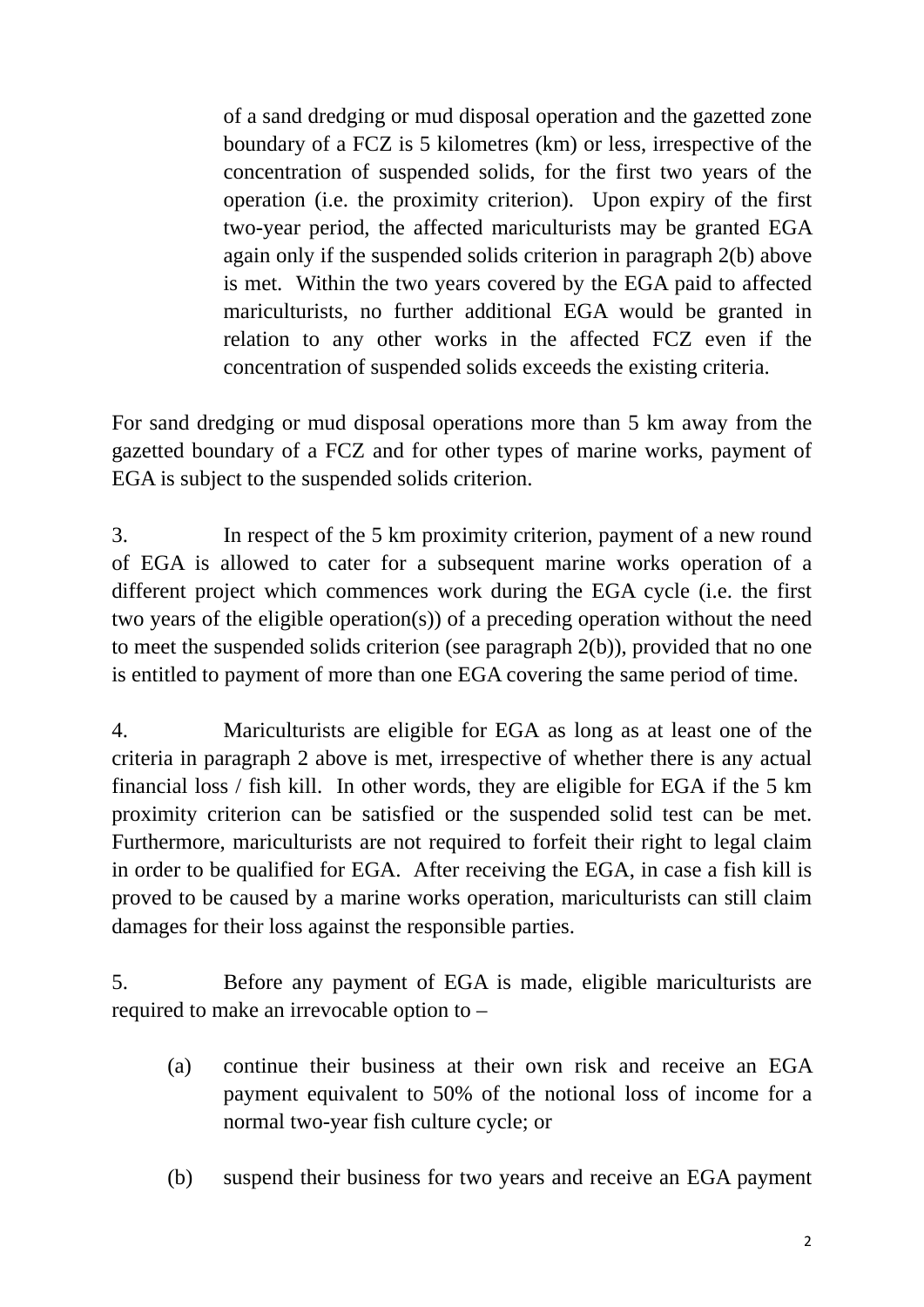of a sand dredging or mud disposal operation and the gazetted zone boundary of a FCZ is 5 kilometres (km) or less, irrespective of the concentration of suspended solids, for the first two years of the operation (i.e. the proximity criterion). Upon expiry of the first two-year period, the affected mariculturists may be granted EGA again only if the suspended solids criterion in paragraph 2(b) above is met. Within the two years covered by the EGA paid to affected mariculturists, no further additional EGA would be granted in relation to any other works in the affected FCZ even if the concentration of suspended solids exceeds the existing criteria.

For sand dredging or mud disposal operations more than 5 km away from the gazetted boundary of a FCZ and for other types of marine works, payment of EGA is subject to the suspended solids criterion.

3. In respect of the 5 km proximity criterion, payment of a new round of EGA is allowed to cater for a subsequent marine works operation of a different project which commences work during the EGA cycle (i.e. the first two years of the eligible operation(s)) of a preceding operation without the need to meet the suspended solids criterion (see paragraph 2(b)), provided that no one is entitled to payment of more than one EGA covering the same period of time.

4. Mariculturists are eligible for EGA as long as at least one of the criteria in paragraph 2 above is met, irrespective of whether there is any actual financial loss / fish kill. In other words, they are eligible for EGA if the 5 km proximity criterion can be satisfied or the suspended solid test can be met. Furthermore, mariculturists are not required to forfeit their right to legal claim in order to be qualified for EGA. After receiving the EGA, in case a fish kill is proved to be caused by a marine works operation, mariculturists can still claim damages for their loss against the responsible parties.

5. Before any payment of EGA is made, eligible mariculturists are required to make an irrevocable option to –

(a) continue their business at their own risk and receive an EGA payment equivalent to 50% of the notional loss of income for a normal two-year fish culture cycle; or

(b) suspend their business for two years and receive an EGA payment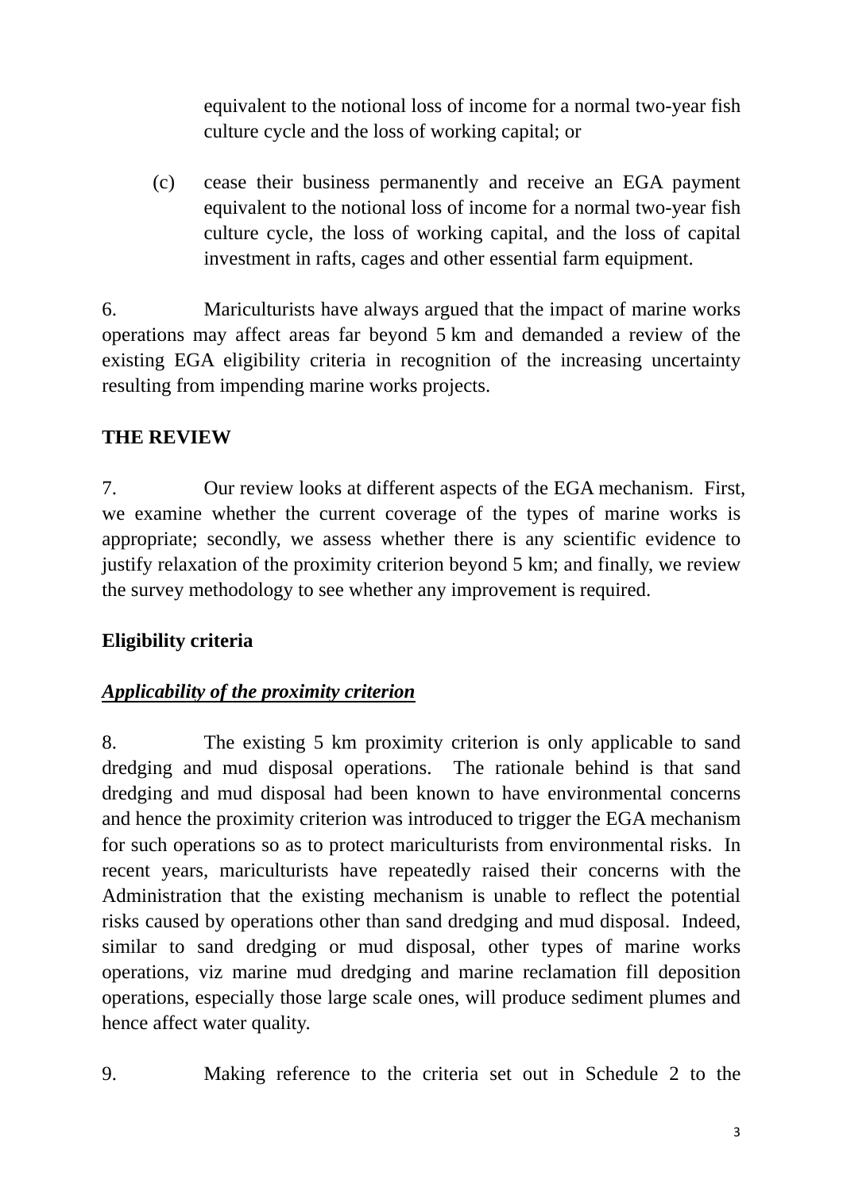equivalent to the notional loss of income for a normal two-year fish culture cycle and the loss of working capital; or

(c) cease their business permanently and receive an EGA payment equivalent to the notional loss of income for a normal two-year fish culture cycle, the loss of working capital, and the loss of capital investment in rafts, cages and other essential farm equipment.

6. Mariculturists have always argued that the impact of marine works operations may affect areas far beyond 5 km and demanded a review of the existing EGA eligibility criteria in recognition of the increasing uncertainty resulting from impending marine works projects.

**THE REVIEW**

7. Our review looks at different aspects of the EGA mechanism. First, we examine whether the current coverage of the types of marine works is appropriate; secondly, we assess whether there is any scientific evidence to justify relaxation of the proximity criterion beyond 5 km; and finally, we review the survey methodology to see whether any improvement is required.

**Eligibility criteria**

***<u>Applicability of the proximity criterion</u>***

8. The existing 5 km proximity criterion is only applicable to sand dredging and mud disposal operations. The rationale behind is that sand dredging and mud disposal had been known to have environmental concerns and hence the proximity criterion was introduced to trigger the EGA mechanism for such operations so as to protect mariculturists from environmental risks. In recent years, mariculturists have repeatedly raised their concerns with the Administration that the existing mechanism is unable to reflect the potential risks caused by operations other than sand dredging and mud disposal. Indeed, similar to sand dredging or mud disposal, other types of marine works operations, viz marine mud dredging and marine reclamation fill deposition operations, especially those large scale ones, will produce sediment plumes and hence affect water quality.

9. Making reference to the criteria set out in Schedule 2 to the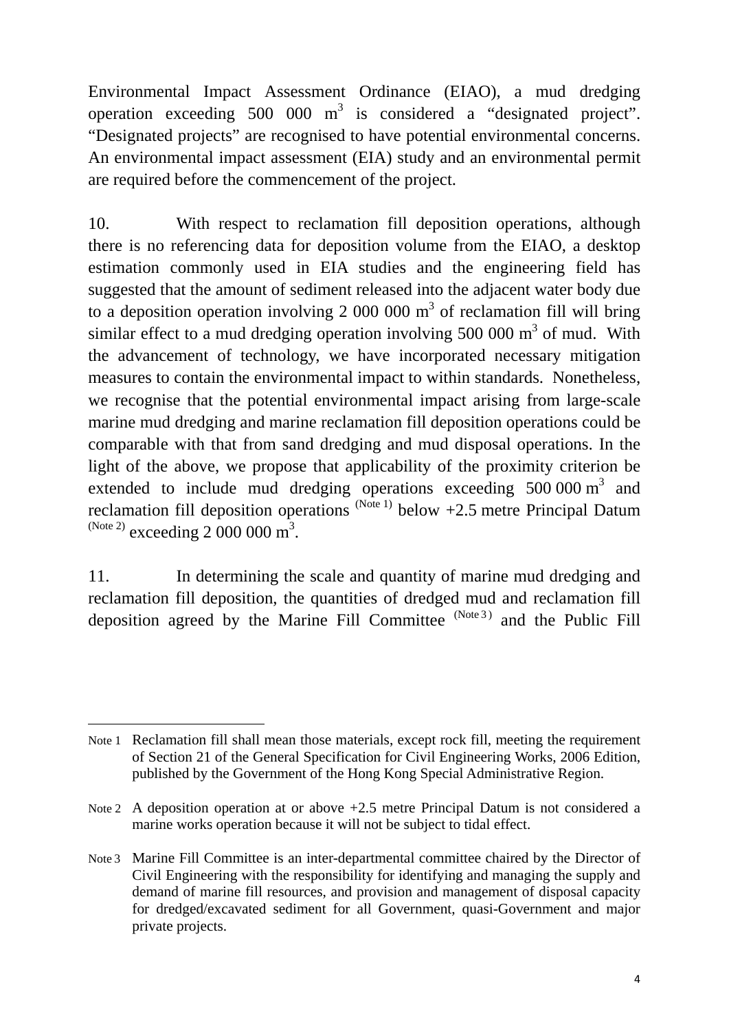Environmental Impact Assessment Ordinance (EIAO), a mud dredging operation exceeding 500 000 $m^3$ is considered a "designated project". "Designated projects" are recognised to have potential environmental concerns. An environmental impact assessment (EIA) study and an environmental permit are required before the commencement of the project.

10. With respect to reclamation fill deposition operations, although there is no referencing data for deposition volume from the EIAO, a desktop estimation commonly used in EIA studies and the engineering field has suggested that the amount of sediment released into the adjacent water body due to a deposition operation involving 2 000 000 $m^3$ of reclamation fill will bring similar effect to a mud dredging operation involving 500 000 $m^3$ of mud. With the advancement of technology, we have incorporated necessary mitigation measures to contain the environmental impact to within standards. Nonetheless, we recognise that the potential environmental impact arising from large-scale marine mud dredging and marine reclamation fill deposition operations could be comparable with that from sand dredging and mud disposal operations. In the light of the above, we propose that applicability of the proximity criterion be extended to include mud dredging operations exceeding 500 000 $m^3$ and reclamation fill deposition operations [(Note 1)] below +2.5 metre Principal Datum [(Note 2)] exceeding 2 000 000 $m^3$.

11. In determining the scale and quantity of marine mud dredging and reclamation fill deposition, the quantities of dredged mud and reclamation fill deposition agreed by the Marine Fill Committee [(Note 3)] and the Public Fill

---

Note 1 Reclamation fill shall mean those materials, except rock fill, meeting the requirement of Section 21 of the General Specification for Civil Engineering Works, 2006 Edition, published by the Government of the Hong Kong Special Administrative Region.

Note 2 A deposition operation at or above +2.5 metre Principal Datum is not considered a marine works operation because it will not be subject to tidal effect.

Note 3 Marine Fill Committee is an inter-departmental committee chaired by the Director of Civil Engineering with the responsibility for identifying and managing the supply and demand of marine fill resources, and provision and management of disposal capacity for dredged/excavated sediment for all Government, quasi-Government and major private projects.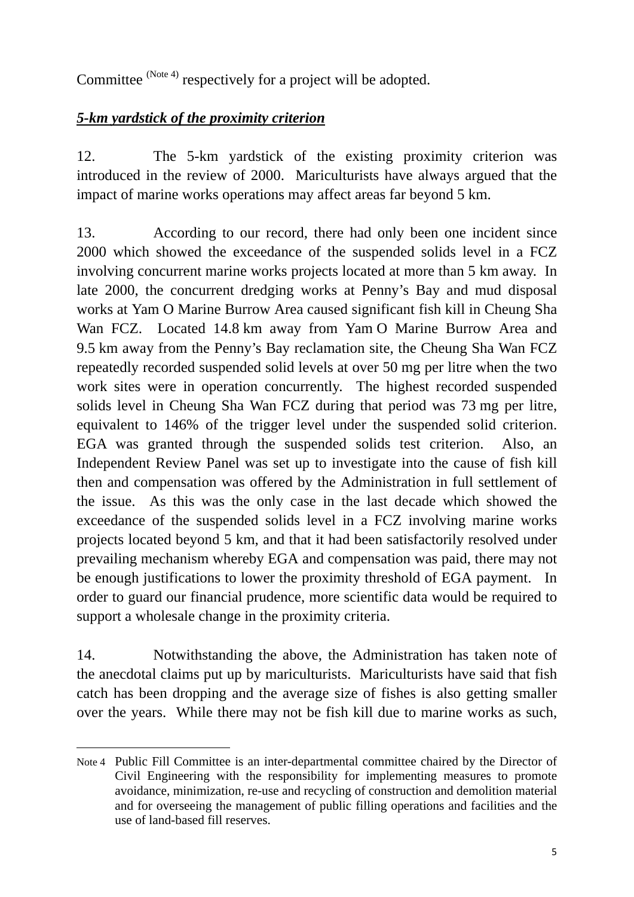Committee [(Note 4)] respectively for a project will be adopted.

***5-km yardstick of the proximity criterion***

12. The 5-km yardstick of the existing proximity criterion was introduced in the review of 2000. Mariculturists have always argued that the impact of marine works operations may affect areas far beyond 5 km.

13. According to our record, there had only been one incident since 2000 which showed the exceedance of the suspended solids level in a FCZ involving concurrent marine works projects located at more than 5 km away. In late 2000, the concurrent dredging works at Penny's Bay and mud disposal works at Yam O Marine Burrow Area caused significant fish kill in Cheung Sha Wan FCZ. Located 14.8 km away from Yam O Marine Burrow Area and 9.5 km away from the Penny's Bay reclamation site, the Cheung Sha Wan FCZ repeatedly recorded suspended solid levels at over 50 mg per litre when the two work sites were in operation concurrently. The highest recorded suspended solids level in Cheung Sha Wan FCZ during that period was 73 mg per litre, equivalent to 146% of the trigger level under the suspended solid criterion. EGA was granted through the suspended solids test criterion. Also, an Independent Review Panel was set up to investigate into the cause of fish kill then and compensation was offered by the Administration in full settlement of the issue. As this was the only case in the last decade which showed the exceedance of the suspended solids level in a FCZ involving marine works projects located beyond 5 km, and that it had been satisfactorily resolved under prevailing mechanism whereby EGA and compensation was paid, there may not be enough justifications to lower the proximity threshold of EGA payment. In order to guard our financial prudence, more scientific data would be required to support a wholesale change in the proximity criteria.

14. Notwithstanding the above, the Administration has taken note of the anecdotal claims put up by mariculturists. Mariculturists have said that fish catch has been dropping and the average size of fishes is also getting smaller over the years. While there may not be fish kill due to marine works as such,

---

Note 4 Public Fill Committee is an inter-departmental committee chaired by the Director of Civil Engineering with the responsibility for implementing measures to promote avoidance, minimization, re-use and recycling of construction and demolition material and for overseeing the management of public filling operations and facilities and the use of land-based fill reserves.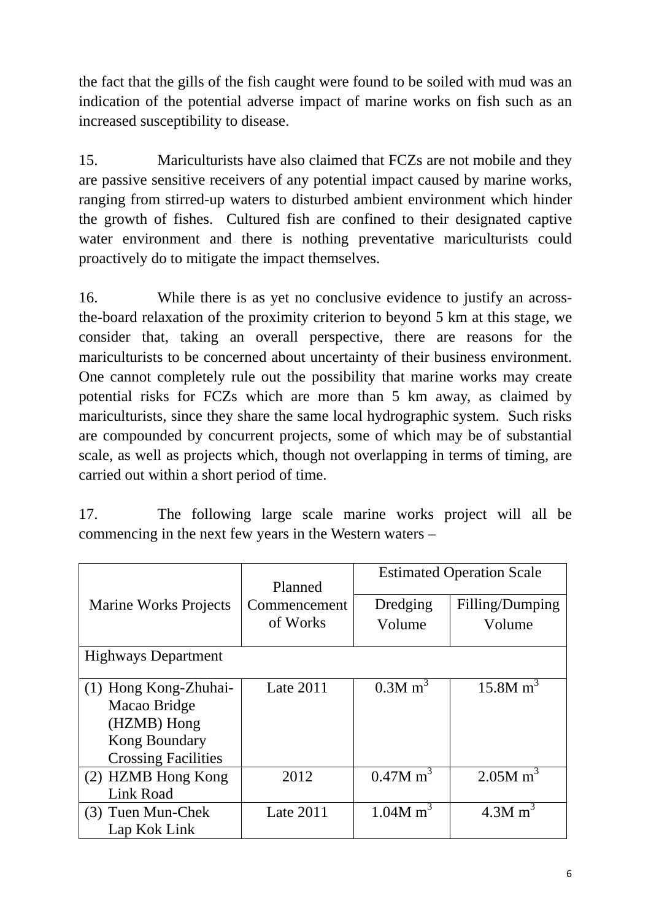the fact that the gills of the fish caught were found to be soiled with mud was an indication of the potential adverse impact of marine works on fish such as an increased susceptibility to disease.

15. Mariculturists have also claimed that FCZs are not mobile and they are passive sensitive receivers of any potential impact caused by marine works, ranging from stirred-up waters to disturbed ambient environment which hinder the growth of fishes. Cultured fish are confined to their designated captive water environment and there is nothing preventative mariculturists could proactively do to mitigate the impact themselves.

16. While there is as yet no conclusive evidence to justify an across-the-board relaxation of the proximity criterion to beyond 5 km at this stage, we consider that, taking an overall perspective, there are reasons for the mariculturists to be concerned about uncertainty of their business environment. One cannot completely rule out the possibility that marine works may create potential risks for FCZs which are more than 5 km away, as claimed by mariculturists, since they share the same local hydrographic system. Such risks are compounded by concurrent projects, some of which may be of substantial scale, as well as projects which, though not overlapping in terms of timing, are carried out within a short period of time.

17. The following large scale marine works project will all be commencing in the next few years in the Western waters –

| Marine Works Projects | Planned Commencement of Works | Estimated Operation Scale | |
|---|---|---|---|
| | | Dredging Volume | Filling/Dumping Volume |
| Highways Department | | | |
| (1) Hong Kong-Zhuhai-Macao Bridge (HZMB) Hong Kong Boundary Crossing Facilities | Late 2011 | 0.3M $m^3$ | 15.8M $m^3$ |
| (2) HZMB Hong Kong Link Road | 2012 | 0.47M $m^3$ | 2.05M $m^3$ |
| (3) Tuen Mun-Chek Lap Kok Link | Late 2011 | 1.04M $m^3$ | 4.3M $m^3$ |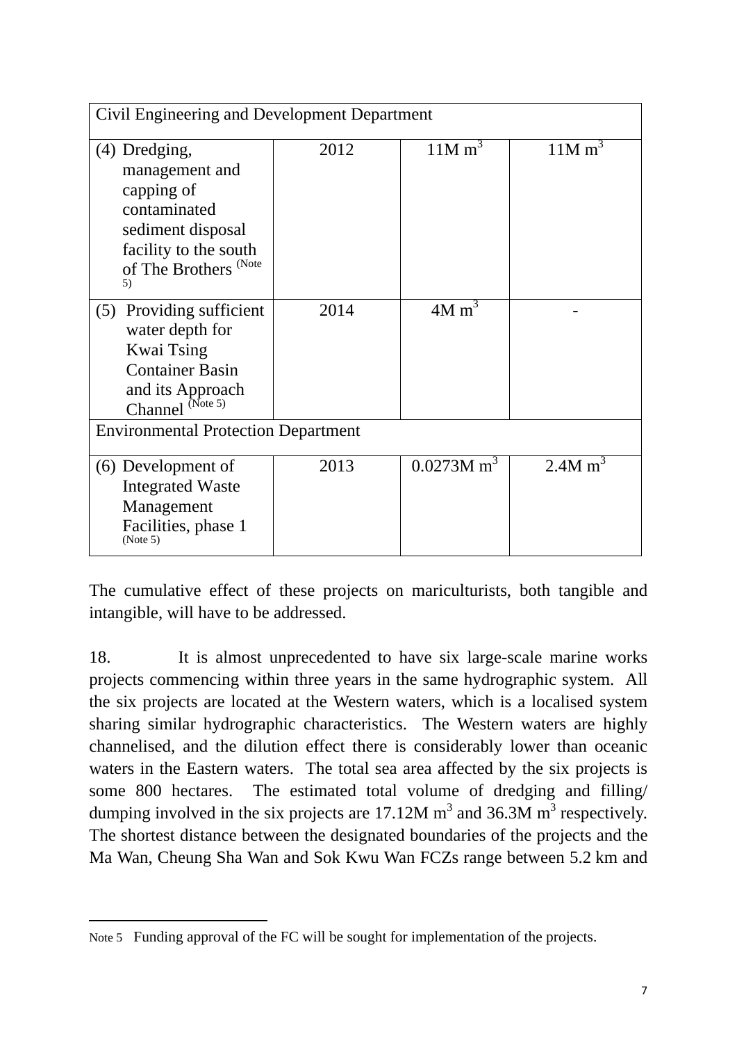| | | | |
|---|---|---|---|
| Civil Engineering and Development Department | | | |
| (4) Dredging, management and capping of contaminated sediment disposal facility to the south of The Brothers (Note 5) | 2012 | 11M $m^3$ | 11M $m^3$ |
| (5) Providing sufficient water depth for Kwai Tsing Container Basin and its Approach Channel (Note 5) | 2014 | 4M $m^3$ | - |
| Environmental Protection Department | | | |
| (6) Development of Integrated Waste Management Facilities, phase 1 (Note 5) | 2013 | 0.0273M $m^3$ | 2.4M $m^3$ |

The cumulative effect of these projects on mariculturists, both tangible and intangible, will have to be addressed.

18. It is almost unprecedented to have six large-scale marine works projects commencing within three years in the same hydrographic system. All the six projects are located at the Western waters, which is a localised system sharing similar hydrographic characteristics. The Western waters are highly channelised, and the dilution effect there is considerably lower than oceanic waters in the Eastern waters. The total sea area affected by the six projects is some 800 hectares. The estimated total volume of dredging and filling/ dumping involved in the six projects are 17.12M $m^3$ and 36.3M $m^3$ respectively. The shortest distance between the designated boundaries of the projects and the Ma Wan, Cheung Sha Wan and Sok Kwu Wan FCZs range between 5.2 km and

Note 5 Funding approval of the FC will be sought for implementation of the projects.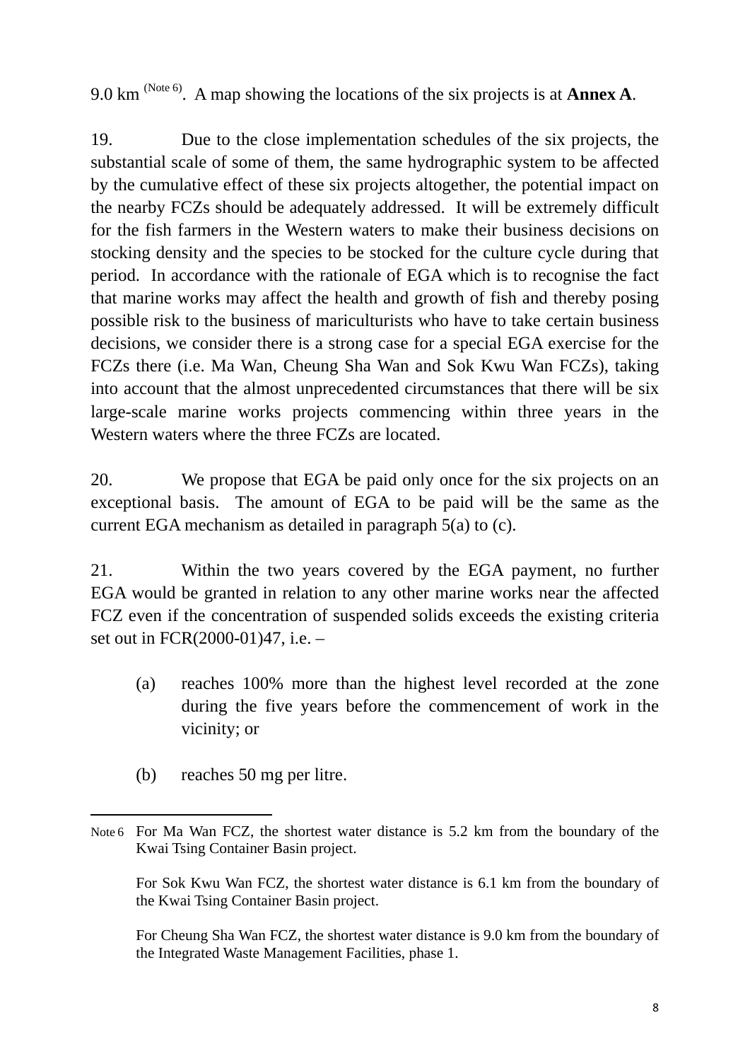9.0 km (Note 6). A map showing the locations of the six projects is at **Annex A**.

19. Due to the close implementation schedules of the six projects, the substantial scale of some of them, the same hydrographic system to be affected by the cumulative effect of these six projects altogether, the potential impact on the nearby FCZs should be adequately addressed. It will be extremely difficult for the fish farmers in the Western waters to make their business decisions on stocking density and the species to be stocked for the culture cycle during that period. In accordance with the rationale of EGA which is to recognise the fact that marine works may affect the health and growth of fish and thereby posing possible risk to the business of mariculturists who have to take certain business decisions, we consider there is a strong case for a special EGA exercise for the FCZs there (i.e. Ma Wan, Cheung Sha Wan and Sok Kwu Wan FCZs), taking into account that the almost unprecedented circumstances that there will be six large-scale marine works projects commencing within three years in the Western waters where the three FCZs are located.

20. We propose that EGA be paid only once for the six projects on an exceptional basis. The amount of EGA to be paid will be the same as the current EGA mechanism as detailed in paragraph 5(a) to (c).

21. Within the two years covered by the EGA payment, no further EGA would be granted in relation to any other marine works near the affected FCZ even if the concentration of suspended solids exceeds the existing criteria set out in FCR(2000-01)47, i.e. –

(a) reaches 100% more than the highest level recorded at the zone during the five years before the commencement of work in the vicinity; or

(b) reaches 50 mg per litre.

---

Note 6 For Ma Wan FCZ, the shortest water distance is 5.2 km from the boundary of the Kwai Tsing Container Basin project.

For Sok Kwu Wan FCZ, the shortest water distance is 6.1 km from the boundary of the Kwai Tsing Container Basin project.

For Cheung Sha Wan FCZ, the shortest water distance is 9.0 km from the boundary of the Integrated Waste Management Facilities, phase 1.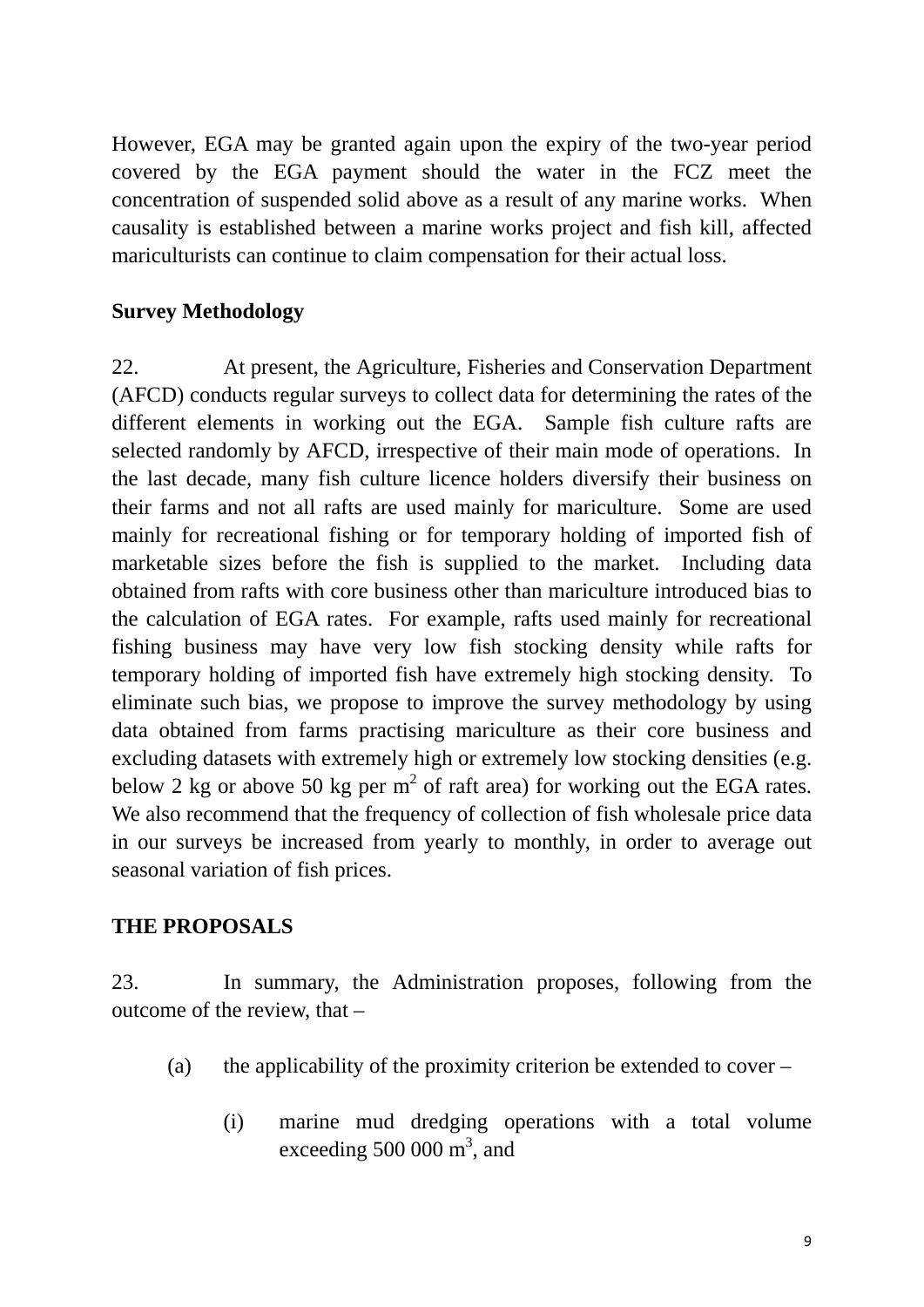However, EGA may be granted again upon the expiry of the two-year period covered by the EGA payment should the water in the FCZ meet the concentration of suspended solid above as a result of any marine works. When causality is established between a marine works project and fish kill, affected mariculturists can continue to claim compensation for their actual loss.

**Survey Methodology**

22. At present, the Agriculture, Fisheries and Conservation Department (AFCD) conducts regular surveys to collect data for determining the rates of the different elements in working out the EGA. Sample fish culture rafts are selected randomly by AFCD, irrespective of their main mode of operations. In the last decade, many fish culture licence holders diversify their business on their farms and not all rafts are used mainly for mariculture. Some are used mainly for recreational fishing or for temporary holding of imported fish of marketable sizes before the fish is supplied to the market. Including data obtained from rafts with core business other than mariculture introduced bias to the calculation of EGA rates. For example, rafts used mainly for recreational fishing business may have very low fish stocking density while rafts for temporary holding of imported fish have extremely high stocking density. To eliminate such bias, we propose to improve the survey methodology by using data obtained from farms practising mariculture as their core business and excluding datasets with extremely high or extremely low stocking densities (e.g. below 2 kg or above 50 kg per $m^2$ of raft area) for working out the EGA rates. We also recommend that the frequency of collection of fish wholesale price data in our surveys be increased from yearly to monthly, in order to average out seasonal variation of fish prices.

**THE PROPOSALS**

23. In summary, the Administration proposes, following from the outcome of the review, that –

(a) the applicability of the proximity criterion be extended to cover –

(i) marine mud dredging operations with a total volume exceeding 500 000 $m^3$, and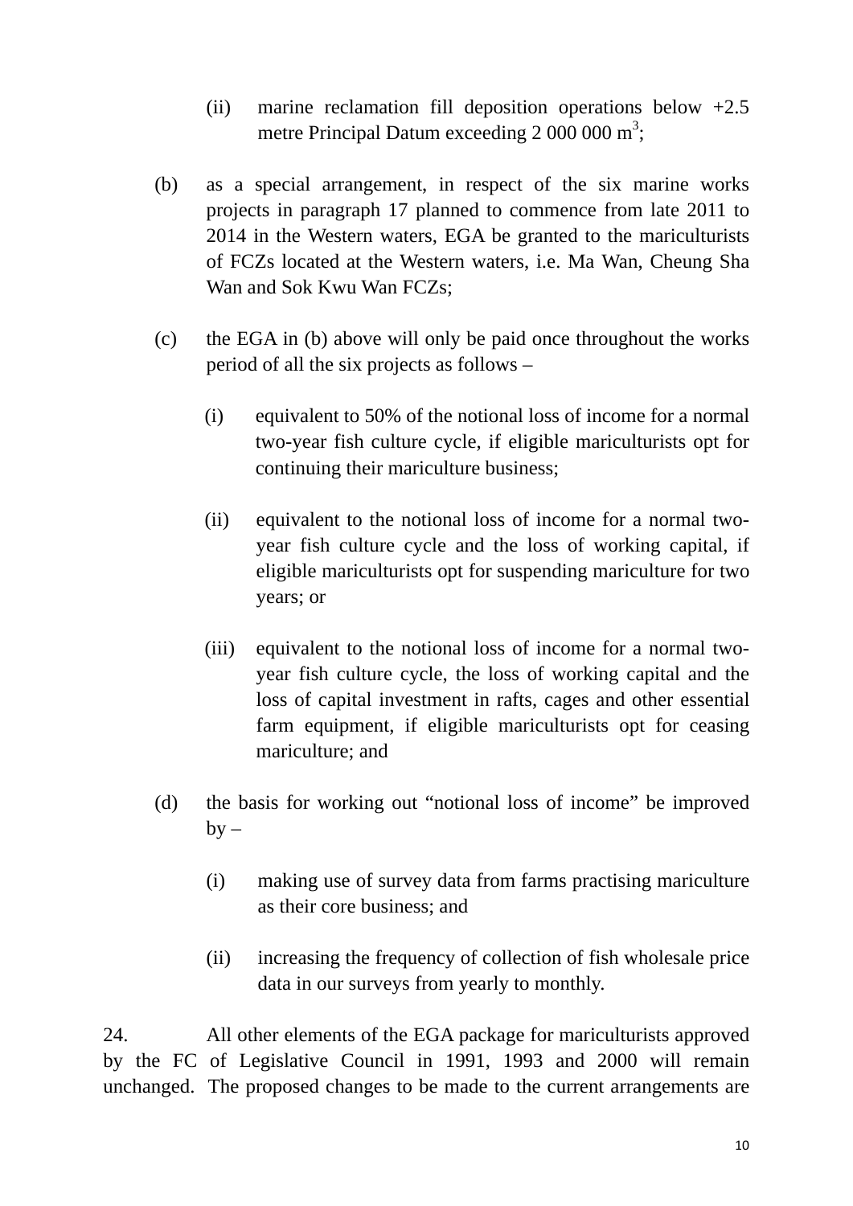(ii) marine reclamation fill deposition operations below +2.5 metre Principal Datum exceeding 2 000 000 $m^3$;

(b) as a special arrangement, in respect of the six marine works projects in paragraph 17 planned to commence from late 2011 to 2014 in the Western waters, EGA be granted to the mariculturists of FCZs located at the Western waters, i.e. Ma Wan, Cheung Sha Wan and Sok Kwu Wan FCZs;

(c) the EGA in (b) above will only be paid once throughout the works period of all the six projects as follows –

(i) equivalent to 50% of the notional loss of income for a normal two-year fish culture cycle, if eligible mariculturists opt for continuing their mariculture business;

(ii) equivalent to the notional loss of income for a normal two-year fish culture cycle and the loss of working capital, if eligible mariculturists opt for suspending mariculture for two years; or

(iii) equivalent to the notional loss of income for a normal two-year fish culture cycle, the loss of working capital and the loss of capital investment in rafts, cages and other essential farm equipment, if eligible mariculturists opt for ceasing mariculture; and

(d) the basis for working out "notional loss of income" be improved by –

(i) making use of survey data from farms practising mariculture as their core business; and

(ii) increasing the frequency of collection of fish wholesale price data in our surveys from yearly to monthly.

24. All other elements of the EGA package for mariculturists approved by the FC of Legislative Council in 1991, 1993 and 2000 will remain unchanged. The proposed changes to be made to the current arrangements are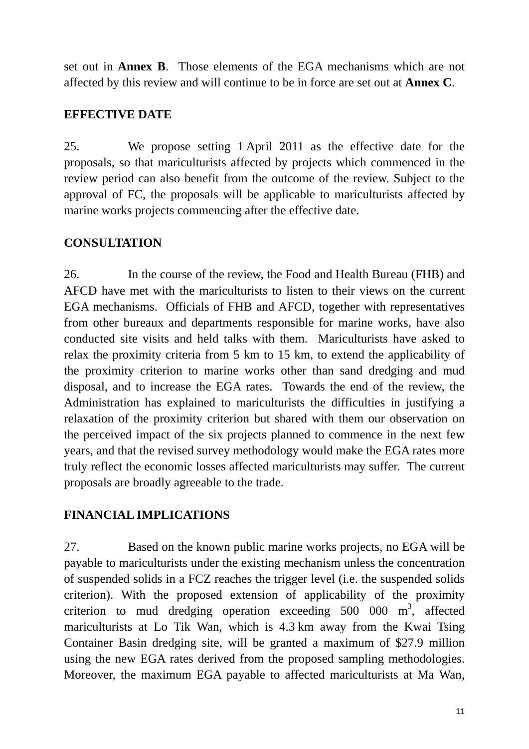set out in **Annex B**. Those elements of the EGA mechanisms which are not affected by this review and will continue to be in force are set out at **Annex C**.

**EFFECTIVE DATE**

25. We propose setting 1 April 2011 as the effective date for the proposals, so that mariculturists affected by projects which commenced in the review period can also benefit from the outcome of the review. Subject to the approval of FC, the proposals will be applicable to mariculturists affected by marine works projects commencing after the effective date.

**CONSULTATION**

26. In the course of the review, the Food and Health Bureau (FHB) and AFCD have met with the mariculturists to listen to their views on the current EGA mechanisms. Officials of FHB and AFCD, together with representatives from other bureaux and departments responsible for marine works, have also conducted site visits and held talks with them. Mariculturists have asked to relax the proximity criteria from 5 km to 15 km, to extend the applicability of the proximity criterion to marine works other than sand dredging and mud disposal, and to increase the EGA rates. Towards the end of the review, the Administration has explained to mariculturists the difficulties in justifying a relaxation of the proximity criterion but shared with them our observation on the perceived impact of the six projects planned to commence in the next few years, and that the revised survey methodology would make the EGA rates more truly reflect the economic losses affected mariculturists may suffer. The current proposals are broadly agreeable to the trade.

**FINANCIAL IMPLICATIONS**

27. Based on the known public marine works projects, no EGA will be payable to mariculturists under the existing mechanism unless the concentration of suspended solids in a FCZ reaches the trigger level (i.e. the suspended solids criterion). With the proposed extension of applicability of the proximity criterion to mud dredging operation exceeding 500 000 $m^3$, affected mariculturists at Lo Tik Wan, which is 4.3 km away from the Kwai Tsing Container Basin dredging site, will be granted a maximum of $27.9 million using the new EGA rates derived from the proposed sampling methodologies. Moreover, the maximum EGA payable to affected mariculturists at Ma Wan,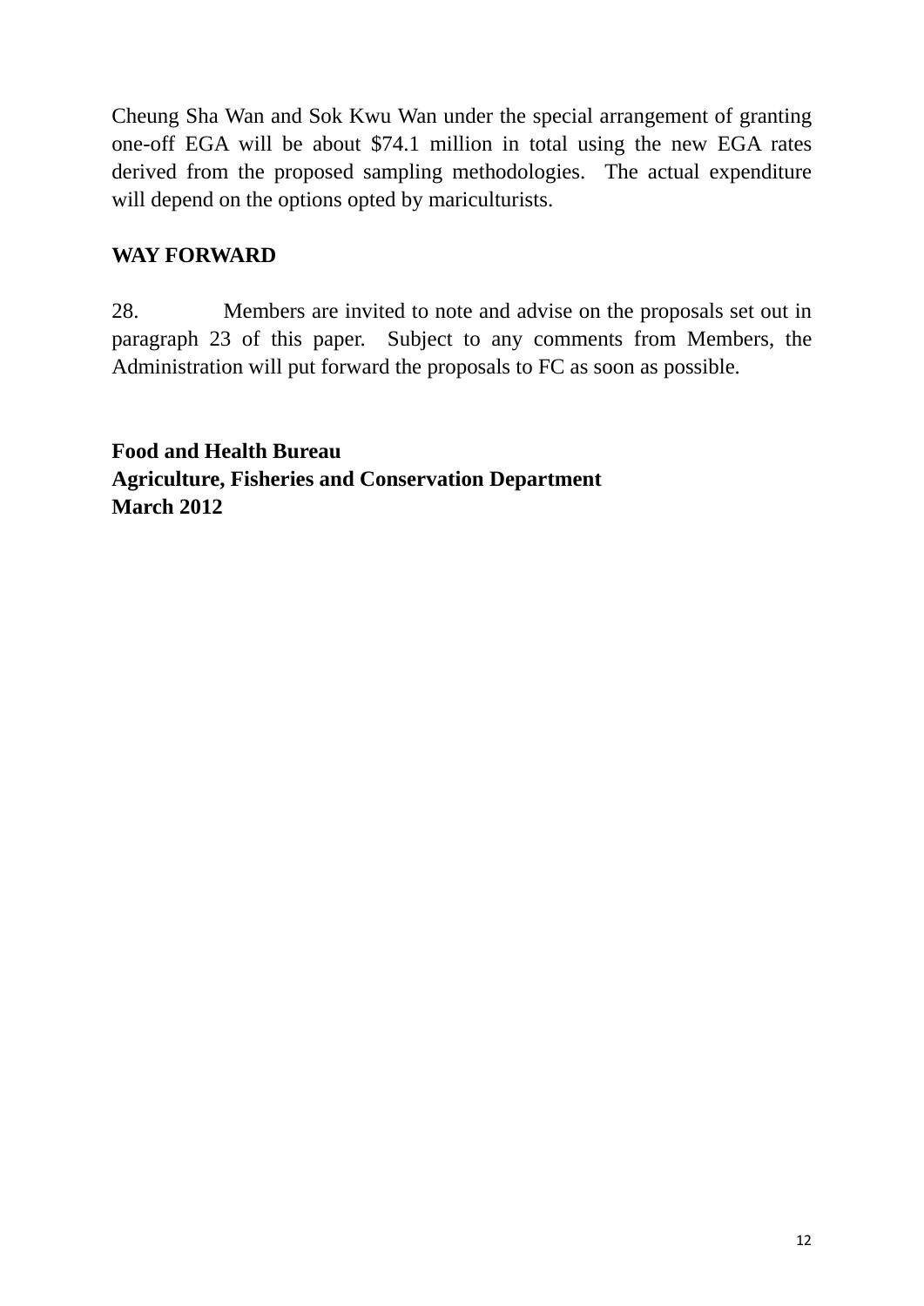Cheung Sha Wan and Sok Kwu Wan under the special arrangement of granting one-off EGA will be about $74.1 million in total using the new EGA rates derived from the proposed sampling methodologies. The actual expenditure will depend on the options opted by mariculturists.

## WAY FORWARD

28. Members are invited to note and advise on the proposals set out in paragraph 23 of this paper. Subject to any comments from Members, the Administration will put forward the proposals to FC as soon as possible.

**Food and Health Bureau**
**Agriculture, Fisheries and Conservation Department**
**March 2012**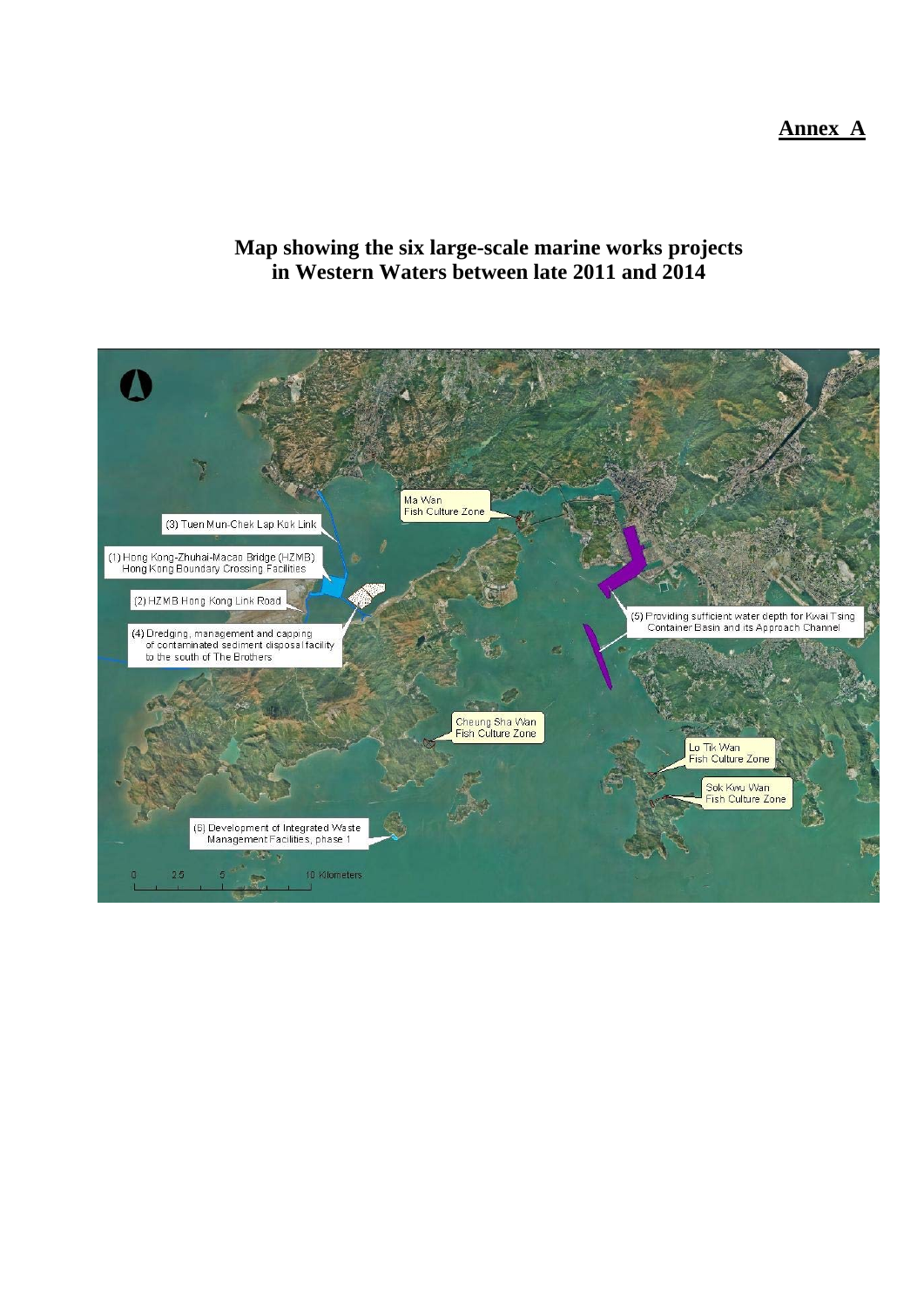**Annex A**

## Map showing the six large-scale marine works projects in Western Waters between late 2011 and 2014

(3) Tuen Mun-Chek Lap Kok Link

(1) Hong Kong-Zhuhai-Macao Bridge (HZMB) Hong Kong Boundary Crossing Facilities

(2) HZMB Hong Kong Link Road

(4) Dredging, management and capping of contaminated sediment disposal facility to the south of The Brothers

Ma Wan Fish Culture Zone

(5) Providing sufficient water depth for Kwai Tsing Container Basin and its Approach Channel

Cheung Sha Wan Fish Culture Zone

Lo Tik Wan Fish Culture Zone

Sok Kwu Wan Fish Culture Zone

(6) Development of Integrated Waste Management Facilities, phase 1

0 2.5 5 10 Kilometers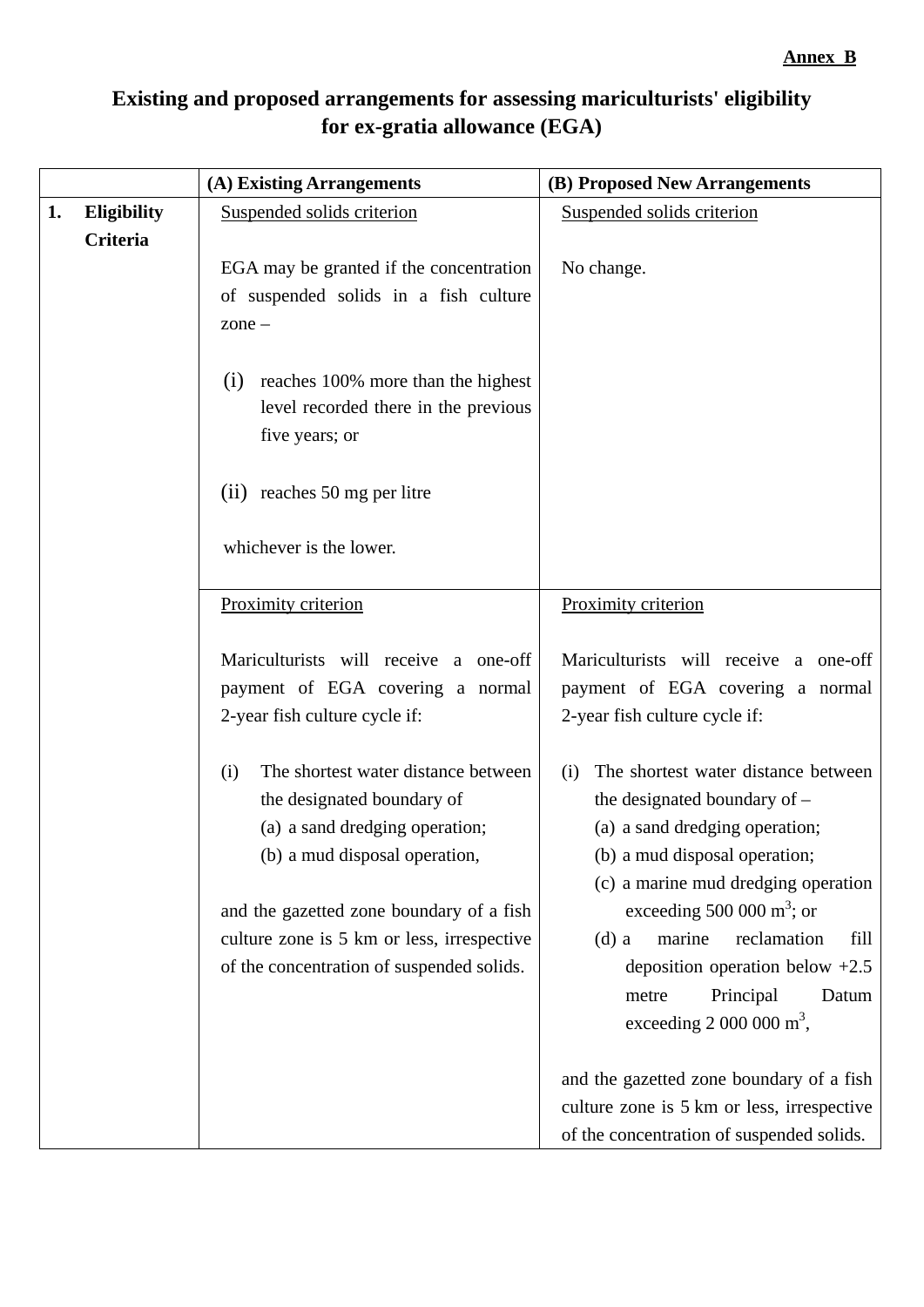**Annex B**

# Existing and proposed arrangements for assessing mariculturists' eligibility for ex-gratia allowance (EGA)

| | (A) Existing Arrangements | (B) Proposed New Arrangements |
|---|---|---|
| **1. Eligibility Criteria** | Suspended solids criterion<br><br>EGA may be granted if the concentration of suspended solids in a fish culture zone –<br><br>(i) reaches 100% more than the highest level recorded there in the previous five years; or<br><br>(ii) reaches 50 mg per litre<br><br>whichever is the lower. | Suspended solids criterion<br><br>No change. |
| | Proximity criterion<br><br>Mariculturists will receive a one-off payment of EGA covering a normal 2-year fish culture cycle if:<br><br>(i) The shortest water distance between the designated boundary of<br>(a) a sand dredging operation;<br>(b) a mud disposal operation,<br><br>and the gazetted zone boundary of a fish culture zone is 5 km or less, irrespective of the concentration of suspended solids. | Proximity criterion<br><br>Mariculturists will receive a one-off payment of EGA covering a normal 2-year fish culture cycle if:<br><br>(i) The shortest water distance between the designated boundary of –<br>(a) a sand dredging operation;<br>(b) a mud disposal operation;<br>(c) a marine mud dredging operation exceeding 500 000 $m^3$; or<br>(d) a marine reclamation fill deposition operation below +2.5 metre Principal Datum exceeding 2 000 000 $m^3$,<br><br>and the gazetted zone boundary of a fish culture zone is 5 km or less, irrespective of the concentration of suspended solids. |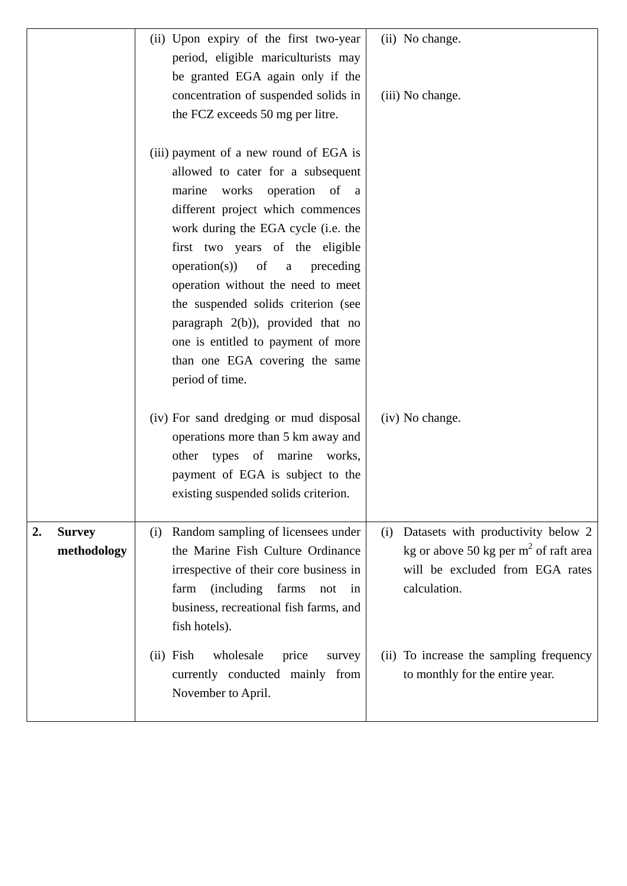| | | |
|---|---|---|
| | (ii) Upon expiry of the first two-year period, eligible mariculturists may be granted EGA again only if the concentration of suspended solids in the FCZ exceeds 50 mg per litre. | (ii) No change. |
| | (iii) payment of a new round of EGA is allowed to cater for a subsequent marine works operation of a different project which commences work during the EGA cycle (i.e. the first two years of the eligible operation(s)) of a preceding operation without the need to meet the suspended solids criterion (see paragraph 2(b)), provided that no one is entitled to payment of more than one EGA covering the same period of time. | (iii) No change. |
| | (iv) For sand dredging or mud disposal operations more than 5 km away and other types of marine works, payment of EGA is subject to the existing suspended solids criterion. | (iv) No change. |
| **2. Survey methodology** | (i) Random sampling of licensees under the Marine Fish Culture Ordinance irrespective of their core business in farm (including farms not in business, recreational fish farms, and fish hotels). | (i) Datasets with productivity below 2 kg or above 50 kg per $m^2$ of raft area will be excluded from EGA rates calculation. |
| | (ii) Fish wholesale price survey currently conducted mainly from November to April. | (ii) To increase the sampling frequency to monthly for the entire year. |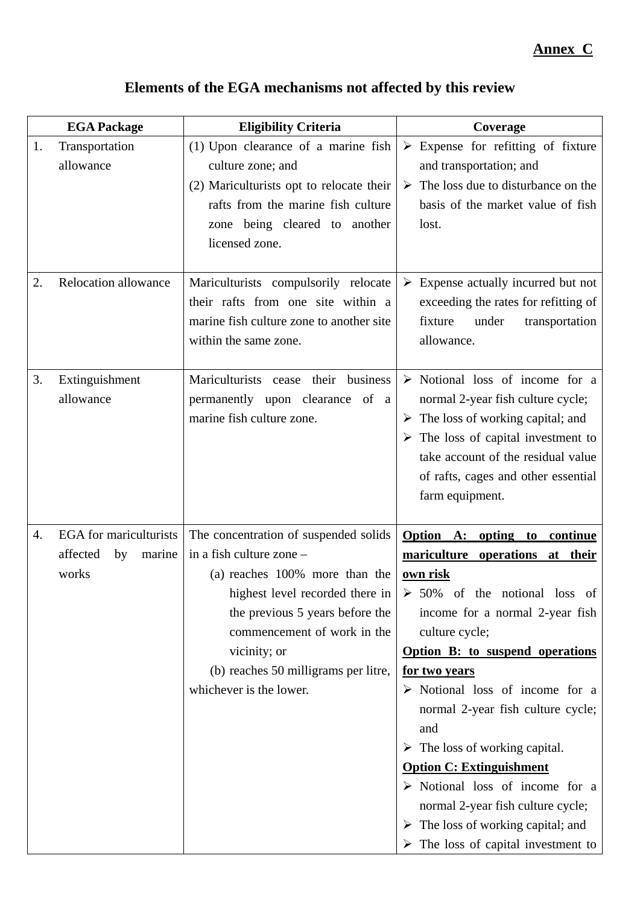**Annex C**

# Elements of the EGA mechanisms not affected by this review

| EGA Package | Eligibility Criteria | Coverage |
|---|---|---|
| 1. Transportation allowance | (1) Upon clearance of a marine fish culture zone; and<br>(2) Mariculturists opt to relocate their rafts from the marine fish culture zone being cleared to another licensed zone. | ➢ Expense for refitting of fixture and transportation; and<br>➢ The loss due to disturbance on the basis of the market value of fish lost. |
| 2. Relocation allowance | Mariculturists compulsorily relocate their rafts from one site within a marine fish culture zone to another site within the same zone. | ➢ Expense actually incurred but not exceeding the rates for refitting of fixture under transportation allowance. |
| 3. Extinguishment allowance | Mariculturists cease their business permanently upon clearance of a marine fish culture zone. | ➢ Notional loss of income for a normal 2-year fish culture cycle;<br>➢ The loss of working capital; and<br>➢ The loss of capital investment to take account of the residual value of rafts, cages and other essential farm equipment. |
| 4. EGA for mariculturists affected by marine works | The concentration of suspended solids in a fish culture zone –<br>(a) reaches 100% more than the highest level recorded there in the previous 5 years before the commencement of work in the vicinity; or<br>(b) reaches 50 milligrams per litre,<br>whichever is the lower. | **<u>Option A: opting to continue mariculture operations at their own risk</u>**<br>➢ 50% of the notional loss of income for a normal 2-year fish culture cycle;<br>**<u>Option B: to suspend operations for two years</u>**<br>➢ Notional loss of income for a normal 2-year fish culture cycle; and<br>➢ The loss of working capital.<br>**<u>Option C: Extinguishment</u>**<br>➢ Notional loss of income for a normal 2-year fish culture cycle;<br>➢ The loss of working capital; and<br>➢ The loss of capital investment to |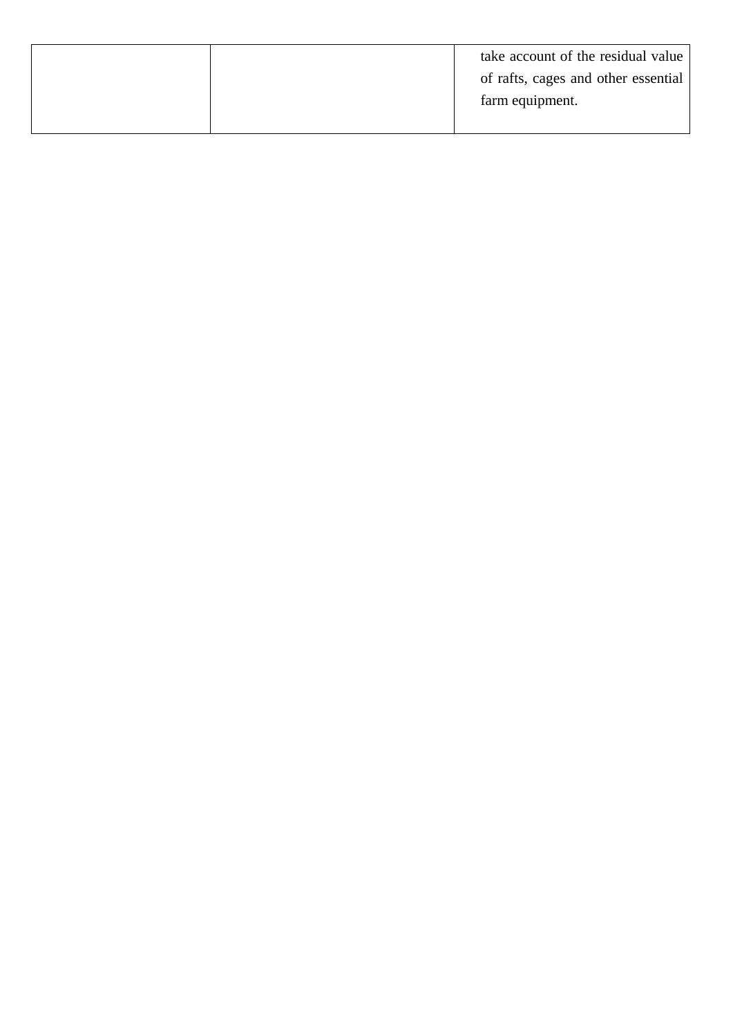| | | |
|---|---|---|
| | | take account of the residual value of rafts, cages and other essential farm equipment. |